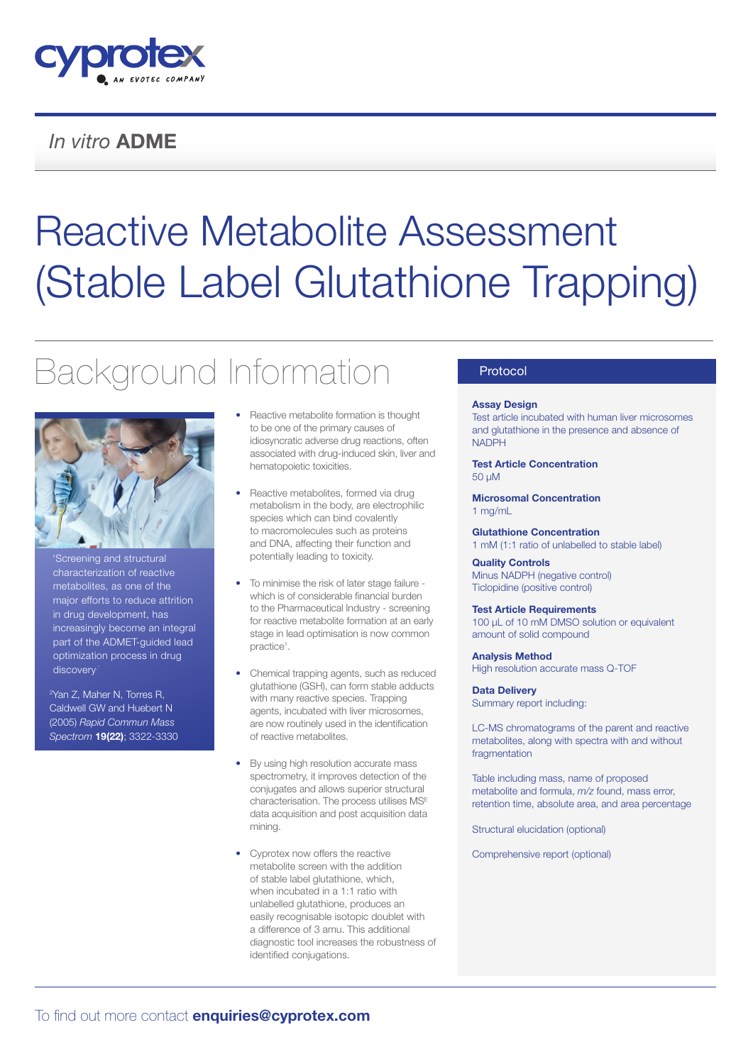*In vitro* **ADME**

# Reactive Metabolite Assessment (Stable Label Glutathione Trapping)

## Background Information

"Screening and structural characterization of reactive metabolites, as one of the major efforts to reduce attrition in drug development, has increasingly become an integral part of the ADMET-guided lead optimization process in drug discovery"[2]

[2]Yan Z, Maher N, Torres R, Caldwell GW and Huebert N (2005) *Rapid Commun Mass Spectrom* **19(22)**; 3322-3330

- Reactive metabolite formation is thought to be one of the primary causes of idiosyncratic adverse drug reactions, often associated with drug-induced skin, liver and hematopoietic toxicities.
- Reactive metabolites, formed via drug metabolism in the body, are electrophilic species which can bind covalently to macromolecules such as proteins and DNA, affecting their function and potentially leading to toxicity.
- To minimise the risk of later stage failure - which is of considerable financial burden to the Pharmaceutical Industry - screening for reactive metabolite formation at an early stage in lead optimisation is now common practice[1].
- Chemical trapping agents, such as reduced glutathione (GSH), can form stable adducts with many reactive species. Trapping agents, incubated with liver microsomes, are now routinely used in the identification of reactive metabolites.
- By using high resolution accurate mass spectrometry, it improves detection of the conjugates and allows superior structural characterisation. The process utilises $MS^E$ data acquisition and post acquisition data mining.
- Cyprotex now offers the reactive metabolite screen with the addition of stable label glutathione, which, when incubated in a 1:1 ratio with unlabelled glutathione, produces an easily recognisable isotopic doublet with a difference of 3 amu. This additional diagnostic tool increases the robustness of identified conjugations.

## Protocol

**Assay Design**
Test article incubated with human liver microsomes and glutathione in the presence and absence of NADPH

**Test Article Concentration**
50 µM

**Microsomal Concentration**
1 mg/mL

**Glutathione Concentration**
1 mM (1:1 ratio of unlabelled to stable label)

**Quality Controls**
Minus NADPH (negative control)
Ticlopidine (positive control)

**Test Article Requirements**
100 µL of 10 mM DMSO solution or equivalent amount of solid compound

**Analysis Method**
High resolution accurate mass Q-TOF

**Data Delivery**
Summary report including:

LC-MS chromatograms of the parent and reactive metabolites, along with spectra with and without fragmentation

Table including mass, name of proposed metabolite and formula, *m/z* found, mass error, retention time, absolute area, and area percentage

Structural elucidation (optional)

Comprehensive report (optional)

To find out more contact **enquiries@cyprotex.com**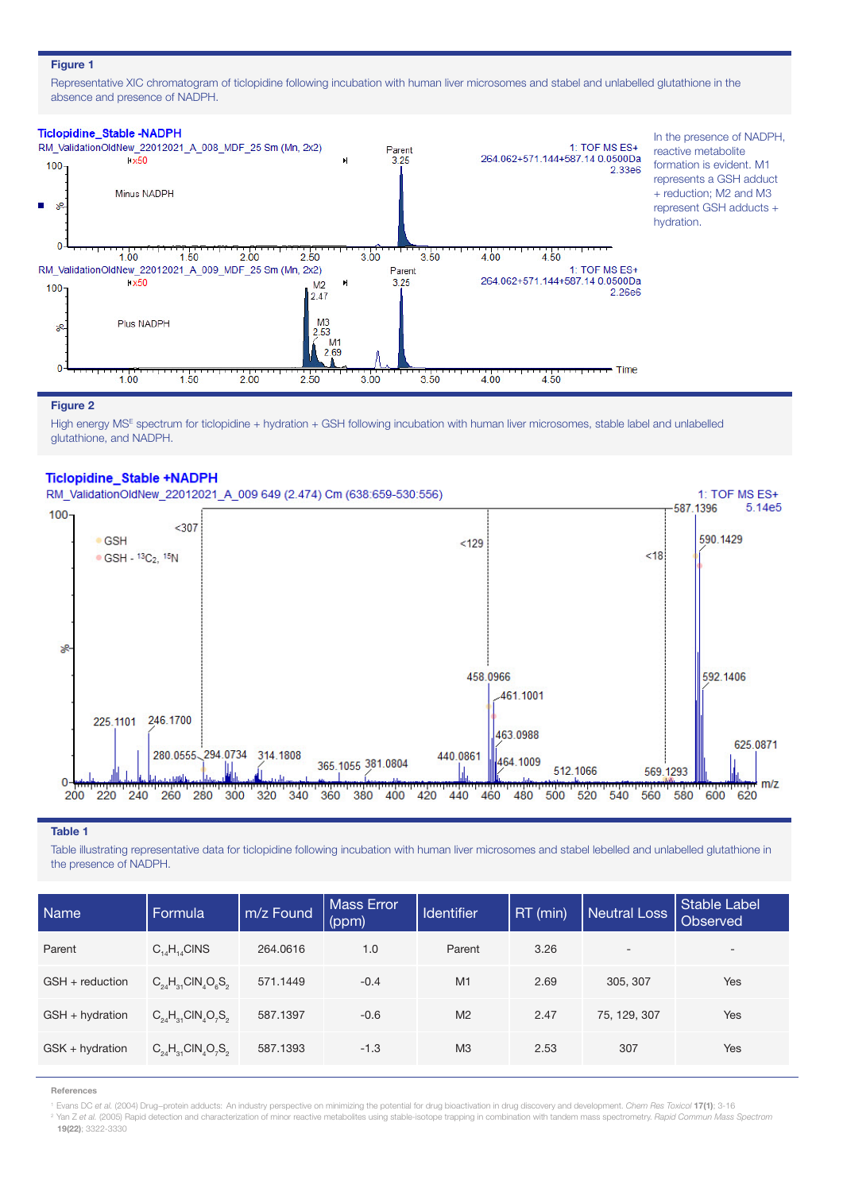**Figure 1**

Representative XIC chromatogram of ticlopidine following incubation with human liver microsomes and stabel and unlabelled glutathione in the absence and presence of NADPH.

Ticlopidine_Stable -NADPH

RM_ValidationOldNew_22012021_A_008_MDF_25 Sm (Mn, 2x2)

x50

Parent
3.25

1: TOF MS ES+
264.062+571.144+587.14 0.0500Da
2.33e6

100

%

0

Minus NADPH

1.00 1.50 2.00 2.50 3.00 3.50 4.00 4.50

RM_ValidationOldNew_22012021_A_009_MDF_25 Sm (Mn, 2x2)

x50

M2
2.47

Parent
3.25

1: TOF MS ES+
264.062+571.144+587.14 0.0500Da
2.26e6

100

%

0

Plus NADPH

M3
2.53

M1
2.69

1.00 1.50 2.00 2.50 3.00 3.50 4.00 4.50 Time

In the presence of NADPH, reactive metabolite formation is evident. M1 represents a GSH adduct + reduction; M2 and M3 represent GSH adducts + hydration.

**Figure 2**

High energy MS$^E$ spectrum for ticlopidine + hydration + GSH following incubation with human liver microsomes, stable label and unlabelled glutathione, and NADPH.

Ticlopidine_Stable +NADPH

RM_ValidationOldNew_22012021_A_009 649 (2.474) Cm (638:659-530:556)

1: TOF MS ES+
5.14e5

100

%

0

GSH

GSH - $^{13}C_2$, $^{15}N$

<307

<129

<18

587.1396

590.1429

592.1406

458.0966

461.1001

463.0988

464.1009

225.1101

246.1700

280.0555

294.0734

314.1808

365.1055

381.0804

440.0861

512.1066

569.1293

625.0871

200 220 240 260 280 300 320 340 360 380 400 420 440 460 480 500 520 540 560 580 600 620 m/z

**Table 1**

Table illustrating representative data for ticlopidine following incubation with human liver microsomes and stabel lebelled and unlabelled glutathione in the presence of NADPH.

| Name | Formula | m/z Found | Mass Error (ppm) | Identifier | RT (min) | Neutral Loss | Stable Label Observed |
|---|---|---|---|---|---|---|---|
| Parent | $C_{14}H_{14}ClNS$ | 264.0616 | 1.0 | Parent | 3.26 | - | - |
| GSH + reduction | $C_{24}H_{31}ClN_4O_6S_2$ | 571.1449 | -0.4 | M1 | 2.69 | 305, 307 | Yes |
| GSH + hydration | $C_{24}H_{31}ClN_4O_7S_2$ | 587.1397 | -0.6 | M2 | 2.47 | 75, 129, 307 | Yes |
| GSK + hydration | $C_{24}H_{31}ClN_4O_7S_2$ | 587.1393 | -1.3 | M3 | 2.53 | 307 | Yes |

**References**

[1] Evans DC *et al.* (2004) Drug–protein adducts: An industry perspective on minimizing the potential for drug bioactivation in drug discovery and development. *Chem Res Toxicol* **17(1)**; 3-16

[2] Yan Z *et al.* (2005) Rapid detection and characterization of minor reactive metabolites using stable-isotope trapping in combination with tandem mass spectrometry. *Rapid Commun Mass Spectrom* **19(22)**; 3322-3330